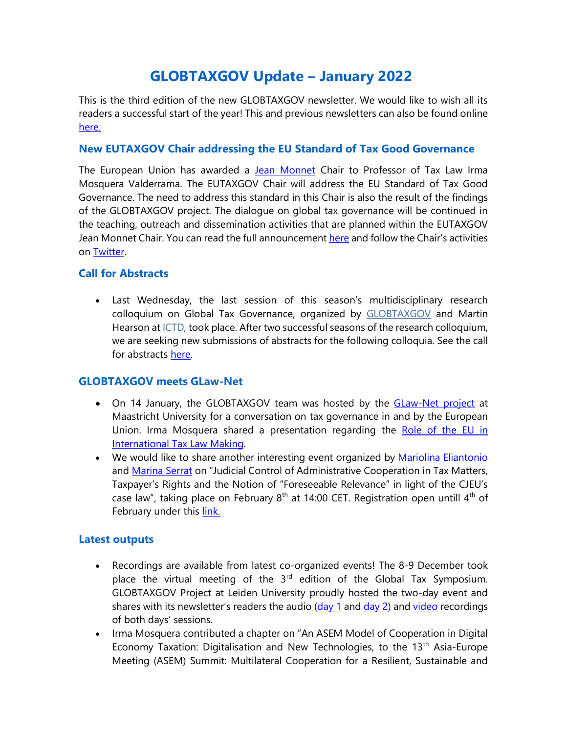# GLOBTAXGOV Update – January 2022

This is the third edition of the new GLOBTAXGOV newsletter. We would like to wish all its readers a successful start of the year! This and previous newsletters can also be found online here.

## New EUTAXGOV Chair addressing the EU Standard of Tax Good Governance

The European Union has awarded a Jean Monnet Chair to Professor of Tax Law Irma Mosquera Valderrama. The EUTAXGOV Chair will address the EU Standard of Tax Good Governance. The need to address this standard in this Chair is also the result of the findings of the GLOBTAXGOV project. The dialogue on global tax governance will be continued in the teaching, outreach and dissemination activities that are planned within the EUTAXGOV Jean Monnet Chair. You can read the full announcement here and follow the Chair's activities on Twitter.

## Call for Abstracts

- Last Wednesday, the last session of this season's multidisciplinary research colloquium on Global Tax Governance, organized by GLOBTAXGOV and Martin Hearson at ICTD, took place. After two successful seasons of the research colloquium, we are seeking new submissions of abstracts for the following colloquia. See the call for abstracts here.

## GLOBTAXGOV meets GLaw-Net

- On 14 January, the GLOBTAXGOV team was hosted by the GLaw-Net project at Maastricht University for a conversation on tax governance in and by the European Union. Irma Mosquera shared a presentation regarding the Role of the EU in International Tax Law Making.
- We would like to share another interesting event organized by Mariolina Eliantonio and Marina Serrat on "Judicial Control of Administrative Cooperation in Tax Matters, Taxpayer's Rights and the Notion of "Foreseeable Relevance" in light of the CJEU's case law", taking place on February 8th at 14:00 CET. Registration open untill 4th of February under this link.

## Latest outputs

- Recordings are available from latest co-organized events! The 8-9 December took place the virtual meeting of the 3rd edition of the Global Tax Symposium. GLOBTAXGOV Project at Leiden University proudly hosted the two-day event and shares with its newsletter's readers the audio (day 1 and day 2) and video recordings of both days' sessions.
- Irma Mosquera contributed a chapter on "An ASEM Model of Cooperation in Digital Economy Taxation: Digitalisation and New Technologies, to the 13th Asia-Europe Meeting (ASEM) Summit: Multilateral Cooperation for a Resilient, Sustainable and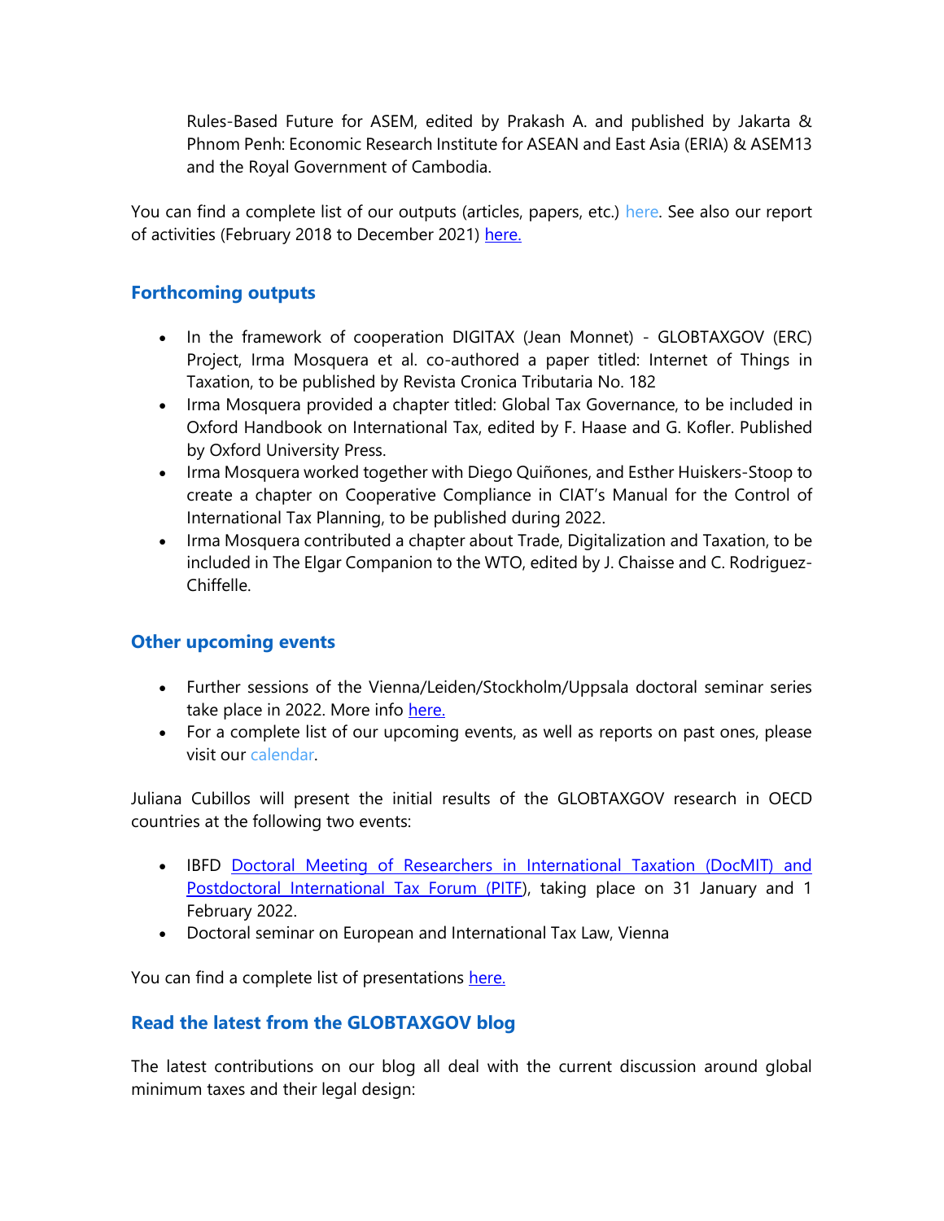Rules-Based Future for ASEM, edited by Prakash A. and published by Jakarta & Phnom Penh: Economic Research Institute for ASEAN and East Asia (ERIA) & ASEM13 and the Royal Government of Cambodia.

You can find a complete list of our outputs (articles, papers, etc.) here. See also our report of activities (February 2018 to December 2021) here.

## Forthcoming outputs

- In the framework of cooperation DIGITAX (Jean Monnet) - GLOBTAXGOV (ERC) Project, Irma Mosquera et al. co-authored a paper titled: Internet of Things in Taxation, to be published by Revista Cronica Tributaria No. 182
- Irma Mosquera provided a chapter titled: Global Tax Governance, to be included in Oxford Handbook on International Tax, edited by F. Haase and G. Kofler. Published by Oxford University Press.
- Irma Mosquera worked together with Diego Quiñones, and Esther Huiskers-Stoop to create a chapter on Cooperative Compliance in CIAT's Manual for the Control of International Tax Planning, to be published during 2022.
- Irma Mosquera contributed a chapter about Trade, Digitalization and Taxation, to be included in The Elgar Companion to the WTO, edited by J. Chaisse and C. Rodriguez-Chiffelle.

## Other upcoming events

- Further sessions of the Vienna/Leiden/Stockholm/Uppsala doctoral seminar series take place in 2022. More info here.
- For a complete list of our upcoming events, as well as reports on past ones, please visit our calendar.

Juliana Cubillos will present the initial results of the GLOBTAXGOV research in OECD countries at the following two events:

- IBFD Doctoral Meeting of Researchers in International Taxation (DocMIT) and Postdoctoral International Tax Forum (PITF), taking place on 31 January and 1 February 2022.
- Doctoral seminar on European and International Tax Law, Vienna

You can find a complete list of presentations here.

## Read the latest from the GLOBTAXGOV blog

The latest contributions on our blog all deal with the current discussion around global minimum taxes and their legal design: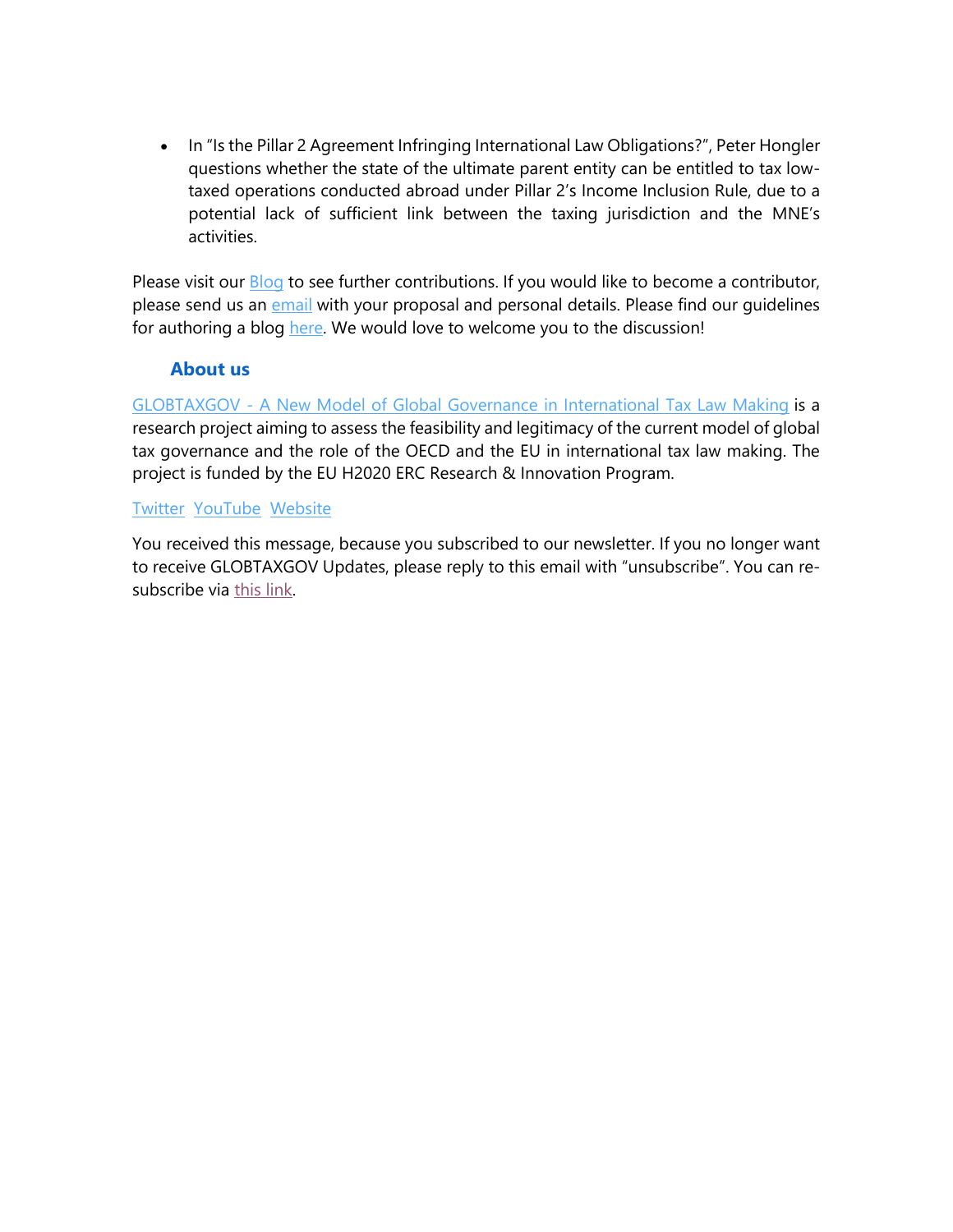- In "Is the Pillar 2 Agreement Infringing International Law Obligations?", Peter Hongler questions whether the state of the ultimate parent entity can be entitled to tax low-taxed operations conducted abroad under Pillar 2's Income Inclusion Rule, due to a potential lack of sufficient link between the taxing jurisdiction and the MNE's activities.

Please visit our Blog to see further contributions. If you would like to become a contributor, please send us an email with your proposal and personal details. Please find our guidelines for authoring a blog here. We would love to welcome you to the discussion!

### About us

GLOBTAXGOV - A New Model of Global Governance in International Tax Law Making is a research project aiming to assess the feasibility and legitimacy of the current model of global tax governance and the role of the OECD and the EU in international tax law making. The project is funded by the EU H2020 ERC Research & Innovation Program.

Twitter YouTube Website

You received this message, because you subscribed to our newsletter. If you no longer want to receive GLOBTAXGOV Updates, please reply to this email with "unsubscribe". You can re-subscribe via this link.